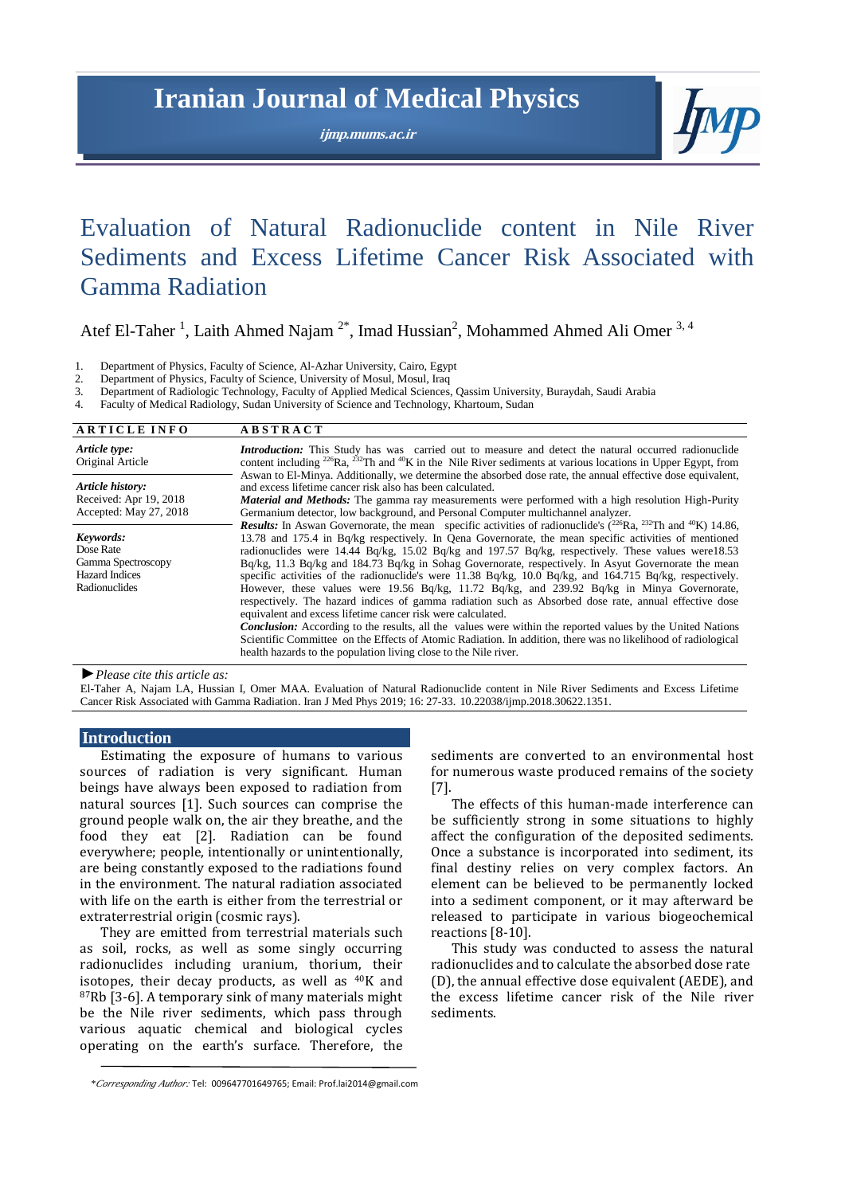# Evaluation of Natural Radionuclide content in Nile River Sediments and Excess Lifetime Cancer Risk Associated with Gamma Radiation

Atef El-Taher [1], Laith Ahmed Najam [2*], Imad Hussian[2], Mohammed Ahmed Ali Omer [3, 4]

1. Department of Physics, Faculty of Science, Al-Azhar University, Cairo, Egypt
2. Department of Physics, Faculty of Science, University of Mosul, Mosul, Iraq
3. Department of Radiologic Technology, Faculty of Applied Medical Sciences, Qassim University, Buraydah, Saudi Arabia
4. Faculty of Medical Radiology, Sudan University of Science and Technology, Khartoum, Sudan

## ARTICLE INFO

*Article type:*
Original Article

*Article history:*
Received: Apr 19, 2018
Accepted: May 27, 2018

*Keywords:*
Dose Rate
Gamma Spectroscopy
Hazard Indices
Radionuclides

## ABSTRACT

***Introduction:*** This Study has was carried out to measure and detect the natural occurred radionuclide content including $^{226}$Ra, $^{232}$Th and $^{40}$K in the Nile River sediments at various locations in Upper Egypt, from Aswan to El-Minya. Additionally, we determine the absorbed dose rate, the annual effective dose equivalent, and excess lifetime cancer risk also has been calculated.

***Material and Methods:*** The gamma ray measurements were performed with a high resolution High-Purity Germanium detector, low background, and Personal Computer multichannel analyzer.

***Results:*** In Aswan Governorate, the mean specific activities of radionuclide's ($^{226}$Ra, $^{232}$Th and $^{40}$K) 14.86, 13.78 and 175.4 in Bq/kg respectively. In Qena Governorate, the mean specific activities of mentioned radionuclides were 14.44 Bq/kg, 15.02 Bq/kg and 197.57 Bq/kg, respectively. These values were18.53 Bq/kg, 11.3 Bq/kg and 184.73 Bq/kg in Sohag Governorate, respectively. In Asyut Governorate the mean specific activities of the radionuclide's were 11.38 Bq/kg, 10.0 Bq/kg, and 164.715 Bq/kg, respectively. However, these values were 19.56 Bq/kg, 11.72 Bq/kg, and 239.92 Bq/kg in Minya Governorate, respectively. The hazard indices of gamma radiation such as Absorbed dose rate, annual effective dose equivalent and excess lifetime cancer risk were calculated.

***Conclusion:*** According to the results, all the values were within the reported values by the United Nations Scientific Committee on the Effects of Atomic Radiation. In addition, there was no likelihood of radiological health hazards to the population living close to the Nile river.

► *Please cite this article as:*

El-Taher A, Najam LA, Hussian I, Omer MAA. Evaluation of Natural Radionuclide content in Nile River Sediments and Excess Lifetime Cancer Risk Associated with Gamma Radiation. Iran J Med Phys 2019; 16: 27-33. 10.22038/ijmp.2018.30622.1351.

## Introduction

Estimating the exposure of humans to various sources of radiation is very significant. Human beings have always been exposed to radiation from natural sources [1]. Such sources can comprise the ground people walk on, the air they breathe, and the food they eat [2]. Radiation can be found everywhere; people, intentionally or unintentionally, are being constantly exposed to the radiations found in the environment. The natural radiation associated with life on the earth is either from the terrestrial or extraterrestrial origin (cosmic rays).

They are emitted from terrestrial materials such as soil, rocks, as well as some singly occurring radionuclides including uranium, thorium, their isotopes, their decay products, as well as $^{40}$K and $^{87}$Rb [3-6]. A temporary sink of many materials might be the Nile river sediments, which pass through various aquatic chemical and biological cycles operating on the earth's surface. Therefore, the sediments are converted to an environmental host for numerous waste produced remains of the society [7].

The effects of this human-made interference can be sufficiently strong in some situations to highly affect the configuration of the deposited sediments. Once a substance is incorporated into sediment, its final destiny relies on very complex factors. An element can be believed to be permanently locked into a sediment component, or it may afterward be released to participate in various biogeochemical reactions [8-10].

This study was conducted to assess the natural radionuclides and to calculate the absorbed dose rate (D), the annual effective dose equivalent (AEDE), and the excess lifetime cancer risk of the Nile river sediments.

\**Corresponding Author:* Tel: 009647701649765; Email: Prof.lai2014@gmail.com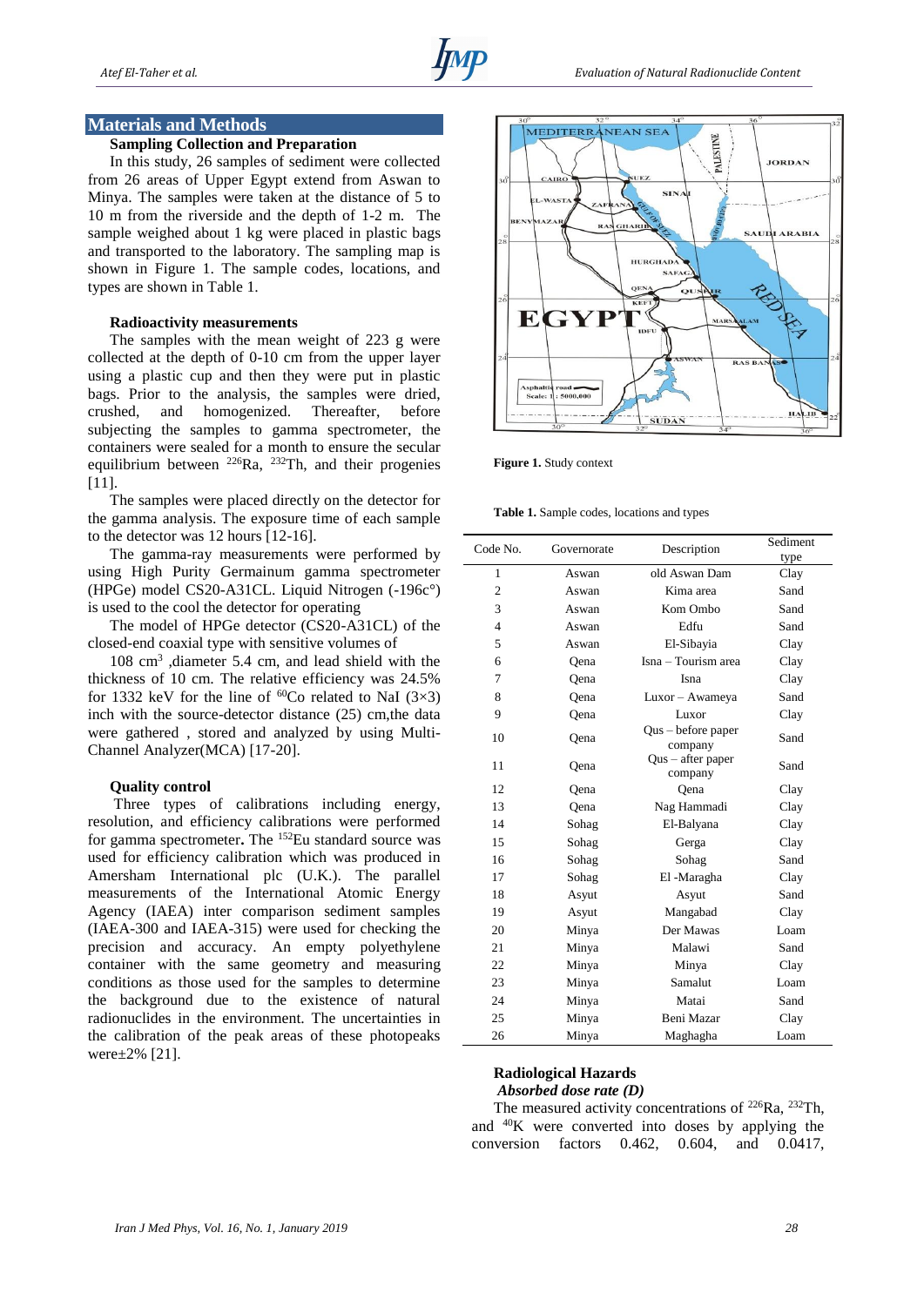## Materials and Methods

### Sampling Collection and Preparation

In this study, 26 samples of sediment were collected from 26 areas of Upper Egypt extend from Aswan to Minya. The samples were taken at the distance of 5 to 10 m from the riverside and the depth of 1-2 m. The sample weighed about 1 kg were placed in plastic bags and transported to the laboratory. The sampling map is shown in Figure 1. The sample codes, locations, and types are shown in Table 1.

### Radioactivity measurements

The samples with the mean weight of 223 g were collected at the depth of 0-10 cm from the upper layer using a plastic cup and then they were put in plastic bags. Prior to the analysis, the samples were dried, crushed, and homogenized. Thereafter, before subjecting the samples to gamma spectrometer, the containers were sealed for a month to ensure the secular equilibrium between $^{226}$Ra, $^{232}$Th, and their progenies [11].

The samples were placed directly on the detector for the gamma analysis. The exposure time of each sample to the detector was 12 hours [12-16].

The gamma-ray measurements were performed by using High Purity Germainum gamma spectrometer (HPGe) model CS20-A31CL. Liquid Nitrogen (-196c°) is used to the cool the detector for operating

The model of HPGe detector (CS20-A31CL) of the closed-end coaxial type with sensitive volumes of

108 cm$^3$ ,diameter 5.4 cm, and lead shield with the thickness of 10 cm. The relative efficiency was 24.5% for 1332 keV for the line of $^{60}$Co related to NaI (3×3) inch with the source-detector distance (25) cm,the data were gathered , stored and analyzed by using Multi-Channel Analyzer(MCA) [17-20].

### Quality control

Three types of calibrations including energy, resolution, and efficiency calibrations were performed for gamma spectrometer**.** The $^{152}$Eu standard source was used for efficiency calibration which was produced in Amersham International plc (U.K.). The parallel measurements of the International Atomic Energy Agency (IAEA) inter comparison sediment samples (IAEA-300 and IAEA-315) were used for checking the precision and accuracy. An empty polyethylene container with the same geometry and measuring conditions as those used for the samples to determine the background due to the existence of natural radionuclides in the environment. The uncertainties in the calibration of the peak areas of these photopeaks were±2% [21].

**Figure 1.** Study context

**Table 1.** Sample codes, locations and types

| Code No. | Governorate | Description | Sediment type |
|---|---|---|---|
| 1 | Aswan | old Aswan Dam | Clay |
| 2 | Aswan | Kima area | Sand |
| 3 | Aswan | Kom Ombo | Sand |
| 4 | Aswan | Edfu | Sand |
| 5 | Aswan | El-Sibayia | Clay |
| 6 | Qena | Isna – Tourism area | Clay |
| 7 | Qena | Isna | Clay |
| 8 | Qena | Luxor – Awameya | Sand |
| 9 | Qena | Luxor | Clay |
| 10 | Qena | Qus – before paper company | Sand |
| 11 | Qena | Qus – after paper company | Sand |
| 12 | Qena | Qena | Clay |
| 13 | Qena | Nag Hammadi | Clay |
| 14 | Sohag | El-Balyana | Clay |
| 15 | Sohag | Gerga | Clay |
| 16 | Sohag | Sohag | Sand |
| 17 | Sohag | El -Maragha | Clay |
| 18 | Asyut | Asyut | Sand |
| 19 | Asyut | Mangabad | Clay |
| 20 | Minya | Der Mawas | Loam |
| 21 | Minya | Malawi | Sand |
| 22 | Minya | Minya | Clay |
| 23 | Minya | Samalut | Loam |
| 24 | Minya | Matai | Sand |
| 25 | Minya | Beni Mazar | Clay |
| 26 | Minya | Maghagha | Loam |

### Radiological Hazards

#### *Absorbed dose rate (D)*

The measured activity concentrations of $^{226}$Ra, $^{232}$Th, and $^{40}$K were converted into doses by applying the conversion factors 0.462, 0.604, and 0.0417,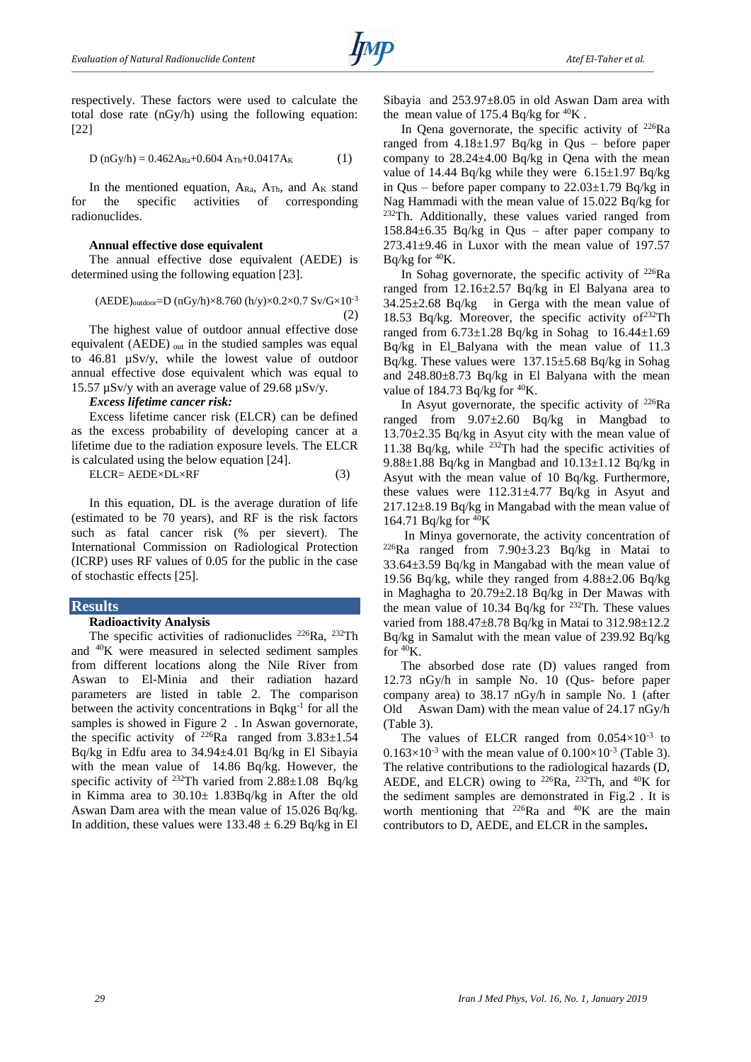respectively. These factors were used to calculate the total dose rate (nGy/h) using the following equation: [22]

$$D\ (nGy/h) = 0.462A_{Ra}+0.604\ A_{Th}+0.0417A_{K} \quad (1)$$

In the mentioned equation, $A_{Ra}$, $A_{Th}$, and $A_K$ stand for the specific activities of corresponding radionuclides.

### Annual effective dose equivalent

The annual effective dose equivalent (AEDE) is determined using the following equation [23].

$$(AEDE)_{outdoor}=D\ (nGy/h)\times 8.760\ (h/y)\times 0.2\times 0.7\ Sv/G\times 10^{-3} \quad (2)$$

The highest value of outdoor annual effective dose equivalent $(AEDE)_{out}$ in the studied samples was equal to 46.81 µSv/y, while the lowest value of outdoor annual effective dose equivalent which was equal to 15.57 µSv/y with an average value of 29.68 µSv/y.

### *Excess lifetime cancer risk:*

Excess lifetime cancer risk (ELCR) can be defined as the excess probability of developing cancer at a lifetime due to the radiation exposure levels. The ELCR is calculated using the below equation [24].

$$ELCR= AEDE\times DL\times RF \quad (3)$$

In this equation, DL is the average duration of life (estimated to be 70 years), and RF is the risk factors such as fatal cancer risk (% per sievert). The International Commission on Radiological Protection (ICRP) uses RF values of 0.05 for the public in the case of stochastic effects [25].

## Results

### Radioactivity Analysis

The specific activities of radionuclides $^{226}Ra$, $^{232}Th$ and $^{40}K$ were measured in selected sediment samples from different locations along the Nile River from Aswan to El-Minia and their radiation hazard parameters are listed in table 2. The comparison between the activity concentrations in $Bqkg^{-1}$ for all the samples is showed in Figure 2 . In Aswan governorate, the specific activity of $^{226}Ra$ ranged from 3.83±1.54 Bq/kg in Edfu area to 34.94±4.01 Bq/kg in El Sibayia with the mean value of 14.86 Bq/kg. However, the specific activity of $^{232}Th$ varied from 2.88±1.08 Bq/kg in Kimma area to 30.10± 1.83Bq/kg in After the old Aswan Dam area with the mean value of 15.026 Bq/kg. In addition, these values were 133.48 ± 6.29 Bq/kg in El Sibayia and 253.97±8.05 in old Aswan Dam area with the mean value of 175.4 Bq/kg for $^{40}K$ .

In Qena governorate, the specific activity of $^{226}Ra$ ranged from 4.18±1.97 Bq/kg in Qus – before paper company to 28.24±4.00 Bq/kg in Qena with the mean value of 14.44 Bq/kg while they were 6.15±1.97 Bq/kg in Qus – before paper company to 22.03±1.79 Bq/kg in Nag Hammadi with the mean value of 15.022 Bq/kg for $^{232}Th$. Additionally, these values varied ranged from 158.84±6.35 Bq/kg in Qus – after paper company to 273.41±9.46 in Luxor with the mean value of 197.57 Bq/kg for $^{40}K$.

In Sohag governorate, the specific activity of $^{226}Ra$ ranged from 12.16±2.57 Bq/kg in El Balyana area to 34.25±2.68 Bq/kg in Gerga with the mean value of 18.53 Bq/kg. Moreover, the specific activity of $^{232}Th$ ranged from 6.73±1.28 Bq/kg in Sohag to 16.44±1.69 Bq/kg in El_Balyana with the mean value of 11.3 Bq/kg. These values were 137.15±5.68 Bq/kg in Sohag and 248.80±8.73 Bq/kg in El Balyana with the mean value of 184.73 Bq/kg for $^{40}K$.

In Asyut governorate, the specific activity of $^{226}Ra$ ranged from 9.07±2.60 Bq/kg in Mangbad to 13.70±2.35 Bq/kg in Asyut city with the mean value of 11.38 Bq/kg, while $^{232}Th$ had the specific activities of 9.88±1.88 Bq/kg in Mangbad and 10.13±1.12 Bq/kg in Asyut with the mean value of 10 Bq/kg. Furthermore, these values were 112.31±4.77 Bq/kg in Asyut and 217.12±8.19 Bq/kg in Mangabad with the mean value of 164.71 Bq/kg for $^{40}K$

In Minya governorate, the activity concentration of $^{226}Ra$ ranged from 7.90±3.23 Bq/kg in Matai to 33.64±3.59 Bq/kg in Mangabad with the mean value of 19.56 Bq/kg, while they ranged from 4.88±2.06 Bq/kg in Maghagha to 20.79±2.18 Bq/kg in Der Mawas with the mean value of 10.34 Bq/kg for $^{232}Th$. These values varied from 188.47±8.78 Bq/kg in Matai to 312.98±12.2 Bq/kg in Samalut with the mean value of 239.92 Bq/kg for $^{40}K$.

The absorbed dose rate (D) values ranged from 12.73 nGy/h in sample No. 10 (Qus- before paper company area) to 38.17 nGy/h in sample No. 1 (after Old Aswan Dam) with the mean value of 24.17 nGy/h (Table 3).

The values of ELCR ranged from $0.054\times 10^{-3}$ to $0.163\times 10^{-3}$ with the mean value of $0.100\times 10^{-3}$ (Table 3). The relative contributions to the radiological hazards (D, AEDE, and ELCR) owing to $^{226}Ra$, $^{232}Th$, and $^{40}K$ for the sediment samples are demonstrated in Fig.2 . It is worth mentioning that $^{226}Ra$ and $^{40}K$ are the main contributors to D, AEDE, and ELCR in the samples**.**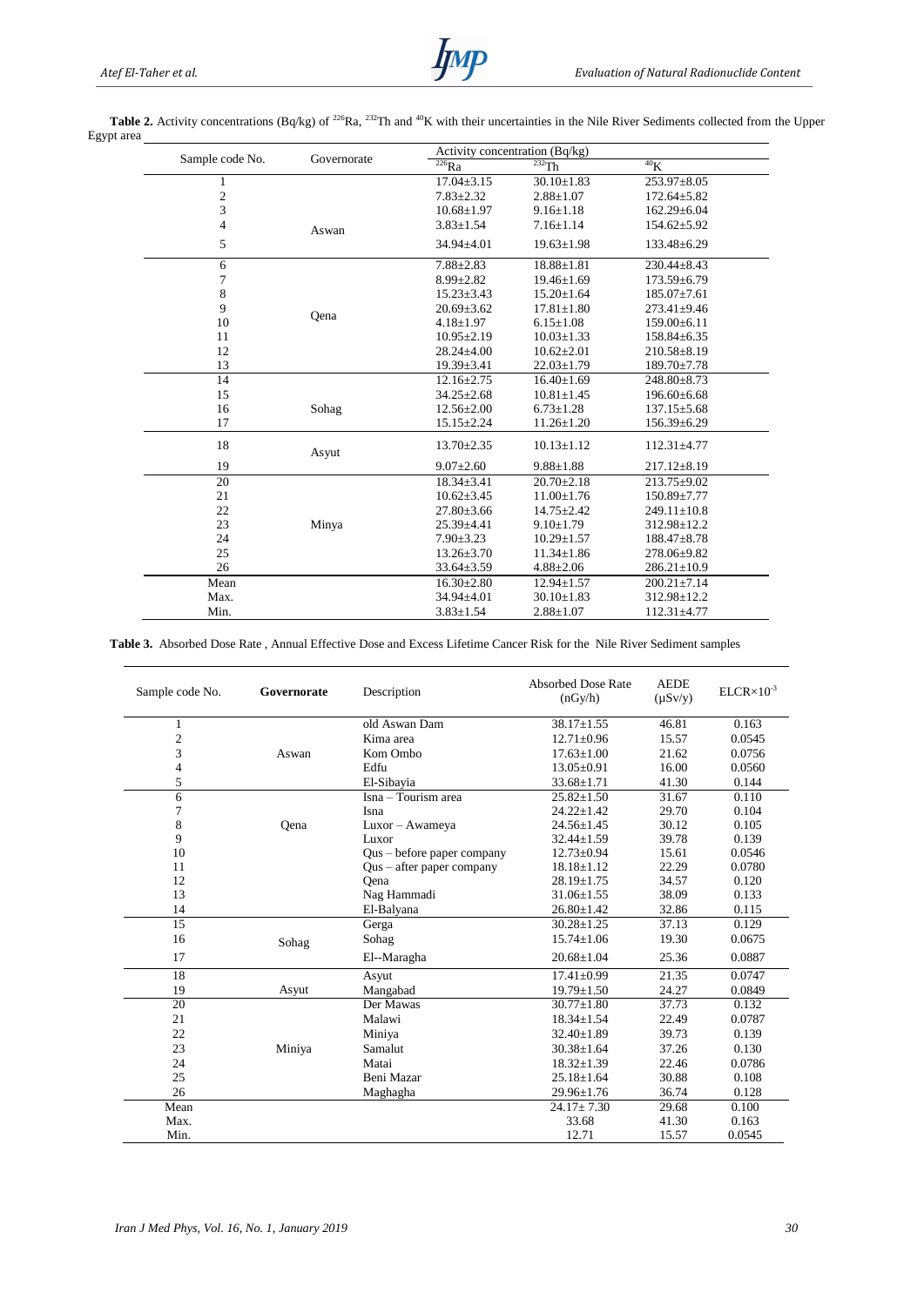**Table 2.** Activity concentrations (Bq/kg) of $^{226}Ra$, $^{232}Th$ and $^{40}K$ with their uncertainties in the Nile River Sediments collected from the Upper Egypt area

| Sample code No. | Governorate | Activity concentration (Bq/kg) | | |
|---|---|---|---|---|
| | | $^{226}Ra$ | $^{232}Th$ | $^{40}K$ |
| 1 | Aswan | 17.04±3.15 | 30.10±1.83 | 253.97±8.05 |
| 2 | | 7.83±2.32 | 2.88±1.07 | 172.64±5.82 |
| 3 | | 10.68±1.97 | 9.16±1.18 | 162.29±6.04 |
| 4 | | 3.83±1.54 | 7.16±1.14 | 154.62±5.92 |
| 5 | | 34.94±4.01 | 19.63±1.98 | 133.48±6.29 |
| 6 | Qena | 7.88±2.83 | 18.88±1.81 | 230.44±8.43 |
| 7 | | 8.99±2.82 | 19.46±1.69 | 173.59±6.79 |
| 8 | | 15.23±3.43 | 15.20±1.64 | 185.07±7.61 |
| 9 | | 20.69±3.62 | 17.81±1.80 | 273.41±9.46 |
| 10 | | 4.18±1.97 | 6.15±1.08 | 159.00±6.11 |
| 11 | | 10.95±2.19 | 10.03±1.33 | 158.84±6.35 |
| 12 | | 28.24±4.00 | 10.62±2.01 | 210.58±8.19 |
| 13 | | 19.39±3.41 | 22.03±1.79 | 189.70±7.78 |
| 14 | Sohag | 12.16±2.75 | 16.40±1.69 | 248.80±8.73 |
| 15 | | 34.25±2.68 | 10.81±1.45 | 196.60±6.68 |
| 16 | | 12.56±2.00 | 6.73±1.28 | 137.15±5.68 |
| 17 | | 15.15±2.24 | 11.26±1.20 | 156.39±6.29 |
| 18 | Asyut | 13.70±2.35 | 10.13±1.12 | 112.31±4.77 |
| 19 | | 9.07±2.60 | 9.88±1.88 | 217.12±8.19 |
| 20 | Minya | 18.34±3.41 | 20.70±2.18 | 213.75±9.02 |
| 21 | | 10.62±3.45 | 11.00±1.76 | 150.89±7.77 |
| 22 | | 27.80±3.66 | 14.75±2.42 | 249.11±10.8 |
| 23 | | 25.39±4.41 | 9.10±1.79 | 312.98±12.2 |
| 24 | | 7.90±3.23 | 10.29±1.57 | 188.47±8.78 |
| 25 | | 13.26±3.70 | 11.34±1.86 | 278.06±9.82 |
| 26 | | 33.64±3.59 | 4.88±2.06 | 286.21±10.9 |
| Mean | | 16.30±2.80 | 12.94±1.57 | 200.21±7.14 |
| Max. | | 34.94±4.01 | 30.10±1.83 | 312.98±12.2 |
| Min. | | 3.83±1.54 | 2.88±1.07 | 112.31±4.77 |

**Table 3.** Absorbed Dose Rate , Annual Effective Dose and Excess Lifetime Cancer Risk for the Nile River Sediment samples

| Sample code No. | Governorate | Description | Absorbed Dose Rate (nGy/h) | AEDE (μSv/y) | ELCR×$10^{-3}$ |
|---|---|---|---|---|---|
| 1 | Aswan | old Aswan Dam | 38.17±1.55 | 46.81 | 0.163 |
| 2 | | Kima area | 12.71±0.96 | 15.57 | 0.0545 |
| 3 | | Kom Ombo | 17.63±1.00 | 21.62 | 0.0756 |
| 4 | | Edfu | 13.05±0.91 | 16.00 | 0.0560 |
| 5 | | El-Sibayia | 33.68±1.71 | 41.30 | 0.144 |
| 6 | Qena | Isna – Tourism area | 25.82±1.50 | 31.67 | 0.110 |
| 7 | | Isna | 24.22±1.42 | 29.70 | 0.104 |
| 8 | | Luxor – Awameya | 24.56±1.45 | 30.12 | 0.105 |
| 9 | | Luxor | 32.44±1.59 | 39.78 | 0.139 |
| 10 | | Qus – before paper company | 12.73±0.94 | 15.61 | 0.0546 |
| 11 | | Qus – after paper company | 18.18±1.12 | 22.29 | 0.0780 |
| 12 | | Qena | 28.19±1.75 | 34.57 | 0.120 |
| 13 | | Nag Hammadi | 31.06±1.55 | 38.09 | 0.133 |
| 14 | | El-Balyana | 26.80±1.42 | 32.86 | 0.115 |
| 15 | Sohag | Gerga | 30.28±1.25 | 37.13 | 0.129 |
| 16 | | Sohag | 15.74±1.06 | 19.30 | 0.0675 |
| 17 | | El--Maragha | 20.68±1.04 | 25.36 | 0.0887 |
| 18 | Asyut | Asyut | 17.41±0.99 | 21.35 | 0.0747 |
| 19 | | Mangabad | 19.79±1.50 | 24.27 | 0.0849 |
| 20 | Miniya | Der Mawas | 30.77±1.80 | 37.73 | 0.132 |
| 21 | | Malawi | 18.34±1.54 | 22.49 | 0.0787 |
| 22 | | Miniya | 32.40±1.89 | 39.73 | 0.139 |
| 23 | | Samalut | 30.38±1.64 | 37.26 | 0.130 |
| 24 | | Matai | 18.32±1.39 | 22.46 | 0.0786 |
| 25 | | Beni Mazar | 25.18±1.64 | 30.88 | 0.108 |
| 26 | | Maghagha | 29.96±1.76 | 36.74 | 0.128 |
| Mean | | | 24.17± 7.30 | 29.68 | 0.100 |
| Max. | | | 33.68 | 41.30 | 0.163 |
| Min. | | | 12.71 | 15.57 | 0.0545 |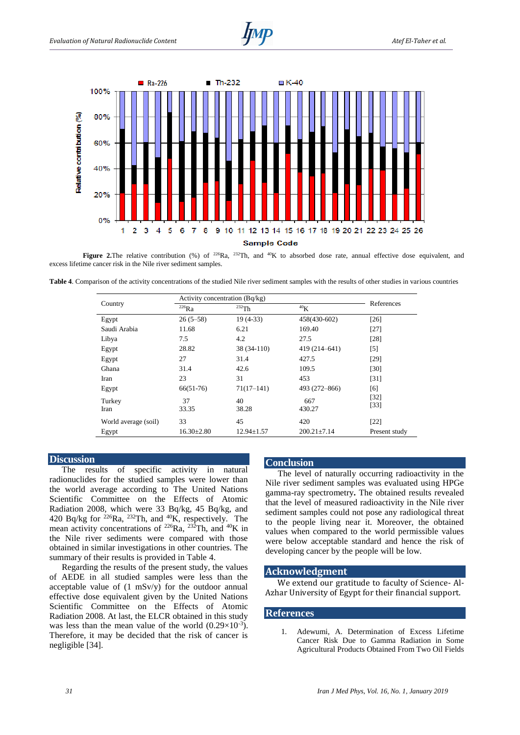**Figure 2.** The relative contribution (%) of $^{226}Ra$, $^{232}Th$, and $^{40}K$ to absorbed dose rate, annual effective dose equivalent, and excess lifetime cancer risk in the Nile river sediment samples.

**Table 4**. Comparison of the activity concentrations of the studied Nile river sediment samples with the results of other studies in various countries

| Country | Activity concentration (Bq/kg) | | | References |
|---|---|---|---|---|
| | $^{226}Ra$ | $^{232}Th$ | $^{40}K$ | |
| Egypt | 26 (5–58) | 19 (4-33) | 458(430-602) | [26] |
| Saudi Arabia | 11.68 | 6.21 | 169.40 | [27] |
| Libya | 7.5 | 4.2 | 27.5 | [28] |
| Egypt | 28.82 | 38 (34-110) | 419 (214–641) | [5] |
| Egypt | 27 | 31.4 | 427.5 | [29] |
| Ghana | 31.4 | 42.6 | 109.5 | [30] |
| Iran | 23 | 31 | 453 | [31] |
| Egypt | 66(51-76) | 71(17–141) | 493 (272–866) | [6] |
| Turkey | 37 | 40 | 667 | [32] |
| Iran | 33.35 | 38.28 | 430.27 | [33] |
| World average (soil) | 33 | 45 | 420 | [22] |
| Egypt | 16.30±2.80 | 12.94±1.57 | 200.21±7.14 | Present study |

## Discussion

The results of specific activity in natural radionuclides for the studied samples were lower than the world average according to The United Nations Scientific Committee on the Effects of Atomic Radiation 2008, which were 33 Bq/kg, 45 Bq/kg, and 420 Bq/kg for $^{226}Ra$, $^{232}Th$, and $^{40}K$, respectively. The mean activity concentrations of $^{226}Ra$, $^{232}Th$, and $^{40}K$ in the Nile river sediments were compared with those obtained in similar investigations in other countries. The summary of their results is provided in Table 4.

Regarding the results of the present study, the values of AEDE in all studied samples were less than the acceptable value of (1 mSv/y) for the outdoor annual effective dose equivalent given by the United Nations Scientific Committee on the Effects of Atomic Radiation 2008. At last, the ELCR obtained in this study was less than the mean value of the world ($0.29\times10^{-3}$). Therefore, it may be decided that the risk of cancer is negligible [34].

## Conclusion

The level of naturally occurring radioactivity in the Nile river sediment samples was evaluated using HPGe gamma-ray spectrometry. The obtained results revealed that the level of measured radioactivity in the Nile river sediment samples could not pose any radiological threat to the people living near it. Moreover, the obtained values when compared to the world permissible values were below acceptable standard and hence the risk of developing cancer by the people will be low.

## Acknowledgment

We extend our gratitude to faculty of Science- Al-Azhar University of Egypt for their financial support.

## References

1. Adewumi, A. Determination of Excess Lifetime Cancer Risk Due to Gamma Radiation in Some Agricultural Products Obtained From Two Oil Fields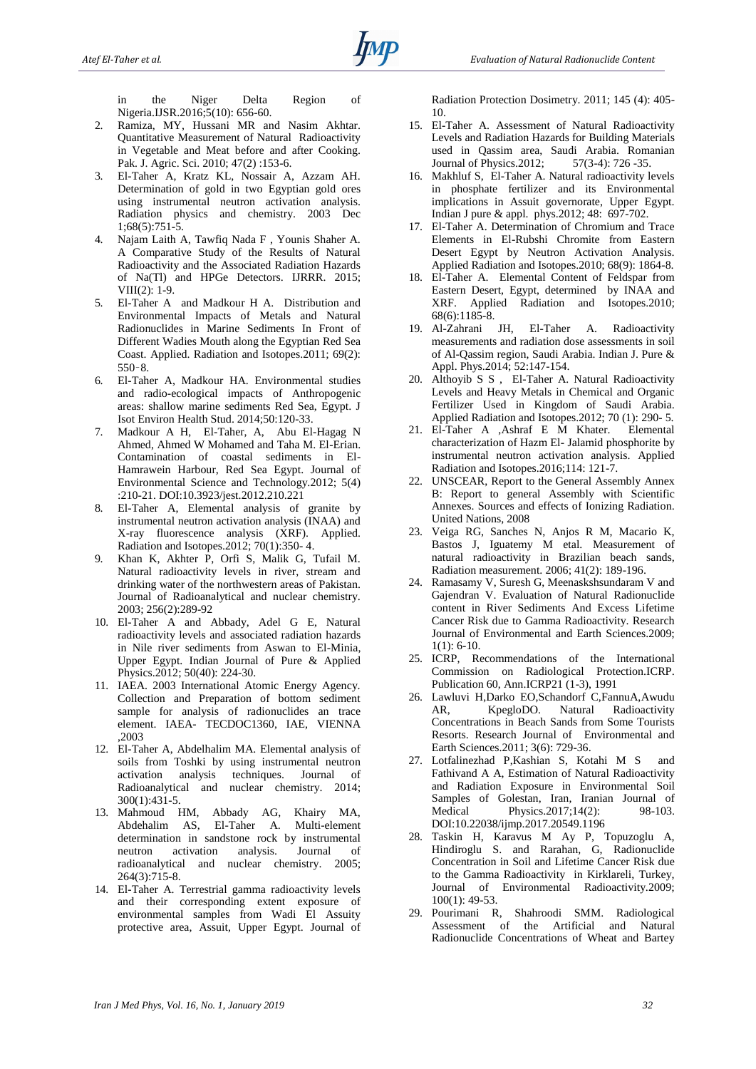in the Niger Delta Region of Nigeria.IJSR.2016;5(10): 656-60.

2. Ramiza, MY, Hussani MR and Nasim Akhtar. Quantitative Measurement of Natural Radioactivity in Vegetable and Meat before and after Cooking. Pak. J. Agric. Sci. 2010; 47(2) :153-6.
3. El-Taher A, Kratz KL, Nossair A, Azzam AH. Determination of gold in two Egyptian gold ores using instrumental neutron activation analysis. Radiation physics and chemistry. 2003 Dec 1;68(5):751-5.
4. Najam Laith A, Tawfiq Nada F , Younis Shaher A. A Comparative Study of the Results of Natural Radioactivity and the Associated Radiation Hazards of Na(Tl) and HPGe Detectors. IJRRR. 2015; VIII(2): 1-9.
5. El-Taher A and Madkour H A. Distribution and Environmental Impacts of Metals and Natural Radionuclides in Marine Sediments In Front of Different Wadies Mouth along the Egyptian Red Sea Coast. Applied. Radiation and Isotopes.2011; 69(2): 550–8.
6. El-Taher A, Madkour HA. Environmental studies and radio-ecological impacts of Anthropogenic areas: shallow marine sediments Red Sea, Egypt. J Isot Environ Health Stud. 2014;50:120-33.
7. Madkour A H, El-Taher, A, Abu El-Hagag N Ahmed, Ahmed W Mohamed and Taha M. El-Erian. Contamination of coastal sediments in El-Hamrawein Harbour, Red Sea Egypt. Journal of Environmental Science and Technology.2012; 5(4) :210-21. DOI:10.3923/jest.2012.210.221
8. El-Taher A, Elemental analysis of granite by instrumental neutron activation analysis (INAA) and X-ray fluorescence analysis (XRF). Applied. Radiation and Isotopes.2012; 70(1):350- 4.
9. Khan K, Akhter P, Orfi S, Malik G, Tufail M. Natural radioactivity levels in river, stream and drinking water of the northwestern areas of Pakistan. Journal of Radioanalytical and nuclear chemistry. 2003; 256(2):289-92
10. El-Taher A and Abbady, Adel G E, Natural radioactivity levels and associated radiation hazards in Nile river sediments from Aswan to El-Minia, Upper Egypt. Indian Journal of Pure & Applied Physics.2012; 50(40): 224-30.
11. IAEA. 2003 International Atomic Energy Agency. Collection and Preparation of bottom sediment sample for analysis of radionuclides an trace element. IAEA- TECDOC1360, IAE, VIENNA ,2003
12. El-Taher A, Abdelhalim MA. Elemental analysis of soils from Toshki by using instrumental neutron activation analysis techniques. Journal of Radioanalytical and nuclear chemistry. 2014; 300(1):431-5.
13. Mahmoud HM, Abbady AG, Khairy MA, Abdehalim AS, El-Taher A. Multi-element determination in sandstone rock by instrumental neutron activation analysis. Journal of radioanalytical and nuclear chemistry. 2005; 264(3):715-8.
14. El-Taher A. Terrestrial gamma radioactivity levels and their corresponding extent exposure of environmental samples from Wadi El Assuity protective area, Assuit, Upper Egypt. Journal of Radiation Protection Dosimetry. 2011; 145 (4): 405-10.
15. El-Taher A. Assessment of Natural Radioactivity Levels and Radiation Hazards for Building Materials used in Qassim area, Saudi Arabia. Romanian Journal of Physics.2012; 57(3-4): 726 -35.
16. Makhluf S, El-Taher A. Natural radioactivity levels in phosphate fertilizer and its Environmental implications in Assuit governorate, Upper Egypt. Indian J pure & appl. phys.2012; 48: 697-702.
17. El-Taher A. Determination of Chromium and Trace Elements in El-Rubshi Chromite from Eastern Desert Egypt by Neutron Activation Analysis. Applied Radiation and Isotopes.2010; 68(9): 1864-8.
18. El-Taher A. Elemental Content of Feldspar from Eastern Desert, Egypt, determined by INAA and XRF. Applied Radiation and Isotopes.2010; 68(6):1185-8.
19. Al-Zahrani JH, El-Taher A. Radioactivity measurements and radiation dose assessments in soil of Al-Qassim region, Saudi Arabia. Indian J. Pure & Appl. Phys.2014; 52:147-154.
20. Althoyib S S , El-Taher A. Natural Radioactivity Levels and Heavy Metals in Chemical and Organic Fertilizer Used in Kingdom of Saudi Arabia. Applied Radiation and Isotopes.2012; 70 (1): 290- 5.
21. El-Taher A ,Ashraf E M Khater. Elemental characterization of Hazm El- Jalamid phosphorite by instrumental neutron activation analysis. Applied Radiation and Isotopes.2016;114: 121-7.
22. UNSCEAR, Report to the General Assembly Annex B: Report to general Assembly with Scientific Annexes. Sources and effects of Ionizing Radiation. United Nations, 2008
23. Veiga RG, Sanches N, Anjos R M, Macario K, Bastos J, Iguatemy M etal. Measurement of natural radioactivity in Brazilian beach sands, Radiation measurement. 2006; 41(2): 189-196.
24. Ramasamy V, Suresh G, Meenaskshsundaram V and Gajendran V. Evaluation of Natural Radionuclide content in River Sediments And Excess Lifetime Cancer Risk due to Gamma Radioactivity. Research Journal of Environmental and Earth Sciences.2009; 1(1): 6-10.
25. ICRP, Recommendations of the International Commission on Radiological Protection.ICRP. Publication 60, Ann.ICRP21 (1-3), 1991
26. Lawluvi H,Darko EO,Schandorf C,FannuA,Awudu AR, KpegloDO. Natural Radioactivity Concentrations in Beach Sands from Some Tourists Resorts. Research Journal of Environmental and Earth Sciences.2011; 3(6): 729-36.
27. Lotfalinezhad P,Kashian S, Kotahi M S and Fathivand A A, Estimation of Natural Radioactivity and Radiation Exposure in Environmental Soil Samples of Golestan, Iran, Iranian Journal of Medical Physics.2017;14(2): 98-103. DOI:10.22038/ijmp.2017.20549.1196
28. Taskin H, Karavus M Ay P, Topuzoglu A, Hindiroglu S. and Rarahan, G, Radionuclide Concentration in Soil and Lifetime Cancer Risk due to the Gamma Radioactivity in Kirklareli, Turkey, Journal of Environmental Radioactivity.2009; 100(1): 49-53.
29. Pourimani R, Shahroodi SMM. Radiological Assessment of the Artificial and Natural Radionuclide Concentrations of Wheat and Bartey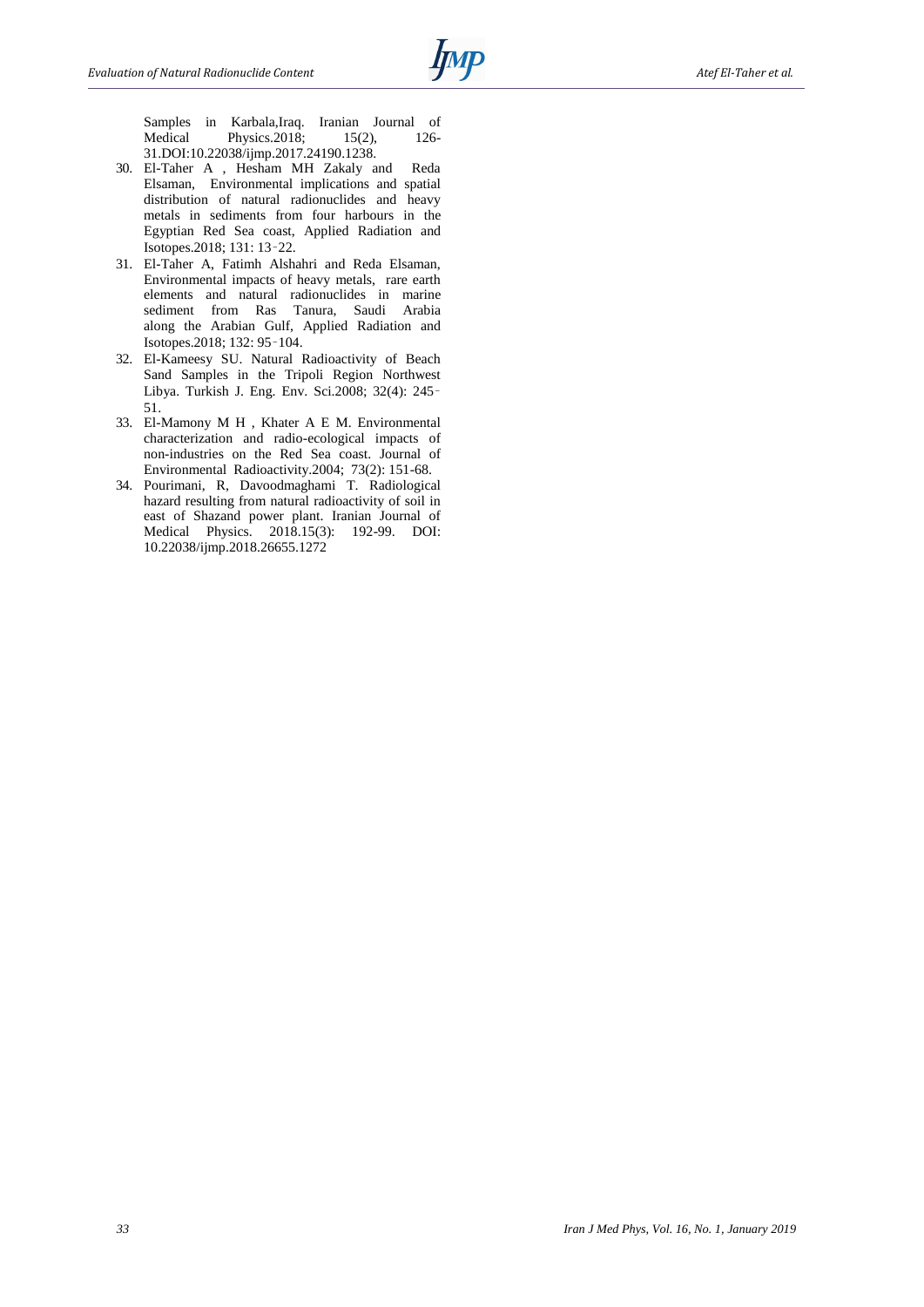Samples in Karbala,Iraq. Iranian Journal of Medical Physics.2018; 15(2), 126-31.DOI:10.22038/ijmp.2017.24190.1238.

30. El-Taher A , Hesham MH Zakaly and Reda Elsaman, Environmental implications and spatial distribution of natural radionuclides and heavy metals in sediments from four harbours in the Egyptian Red Sea coast, Applied Radiation and Isotopes.2018; 131: 13‑22.
31. El-Taher A, Fatimh Alshahri and Reda Elsaman, Environmental impacts of heavy metals, rare earth elements and natural radionuclides in marine sediment from Ras Tanura, Saudi Arabia along the Arabian Gulf, Applied Radiation and Isotopes.2018; 132: 95‑104.
32. El-Kameesy SU. Natural Radioactivity of Beach Sand Samples in the Tripoli Region Northwest Libya. Turkish J. Eng. Env. Sci.2008; 32(4): 245‑51.
33. El-Mamony M H , Khater A E M. Environmental characterization and radio-ecological impacts of non-industries on the Red Sea coast. Journal of Environmental Radioactivity.2004; 73(2): 151-68.
34. Pourimani, R, Davoodmaghami T. Radiological hazard resulting from natural radioactivity of soil in east of Shazand power plant. Iranian Journal of Medical Physics. 2018.15(3): 192-99. DOI: 10.22038/ijmp.2018.26655.1272